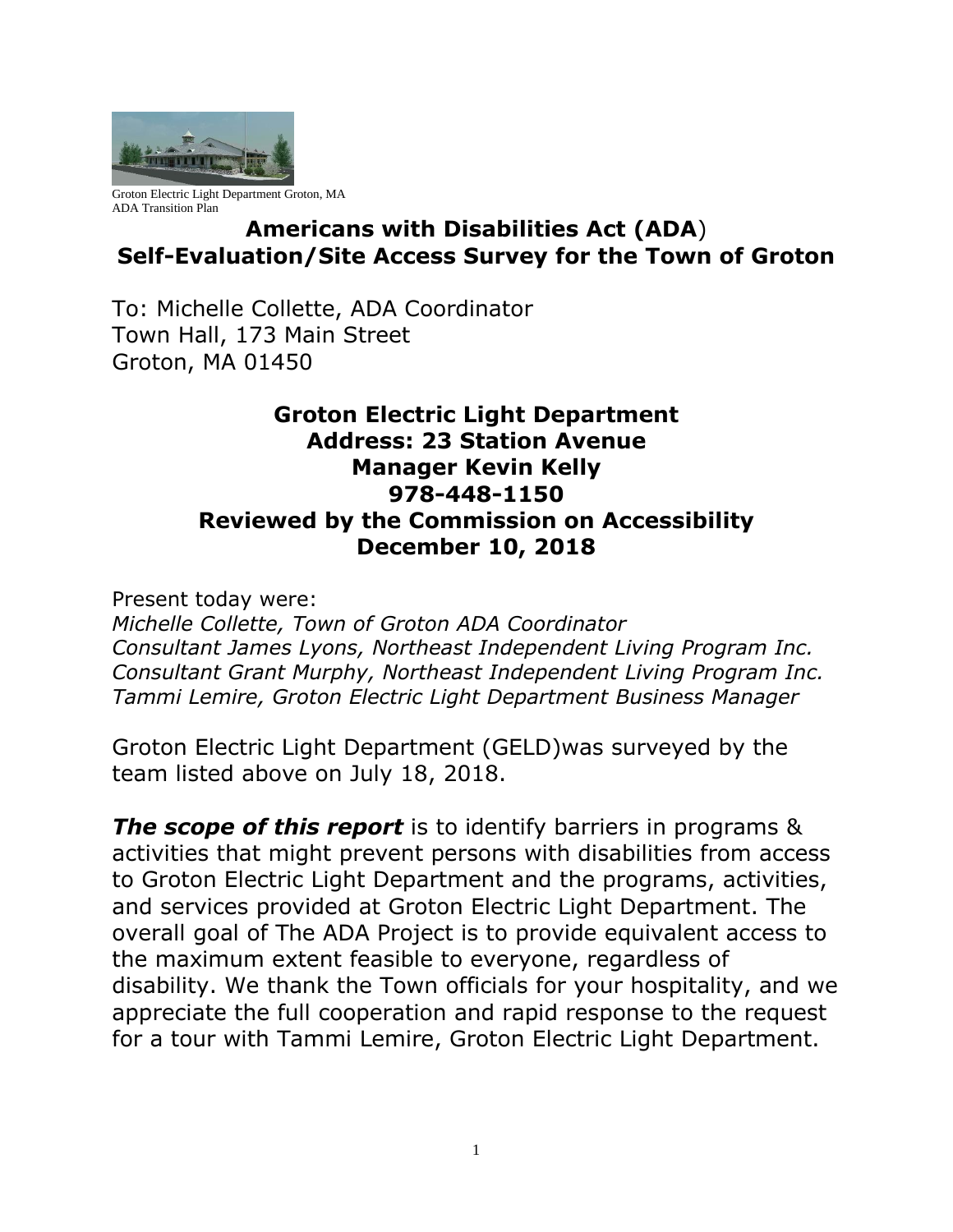Groton Electric Light Department Groton, MA
ADA Transition Plan

# Americans with Disabilities Act (ADA) Self-Evaluation/Site Access Survey for the Town of Groton

To: Michelle Collette, ADA Coordinator
Town Hall, 173 Main Street
Groton, MA 01450

## Groton Electric Light Department
**Address: 23 Station Avenue**
**Manager Kevin Kelly**
**978-448-1150**
**Reviewed by the Commission on Accessibility**
**December 10, 2018**

Present today were:
*Michelle Collette, Town of Groton ADA Coordinator*
*Consultant James Lyons, Northeast Independent Living Program Inc.*
*Consultant Grant Murphy, Northeast Independent Living Program Inc.*
*Tammi Lemire, Groton Electric Light Department Business Manager*

Groton Electric Light Department (GELD)was surveyed by the team listed above on July 18, 2018.

***The scope of this report*** is to identify barriers in programs & activities that might prevent persons with disabilities from access to Groton Electric Light Department and the programs, activities, and services provided at Groton Electric Light Department. The overall goal of The ADA Project is to provide equivalent access to the maximum extent feasible to everyone, regardless of disability. We thank the Town officials for your hospitality, and we appreciate the full cooperation and rapid response to the request for a tour with Tammi Lemire, Groton Electric Light Department.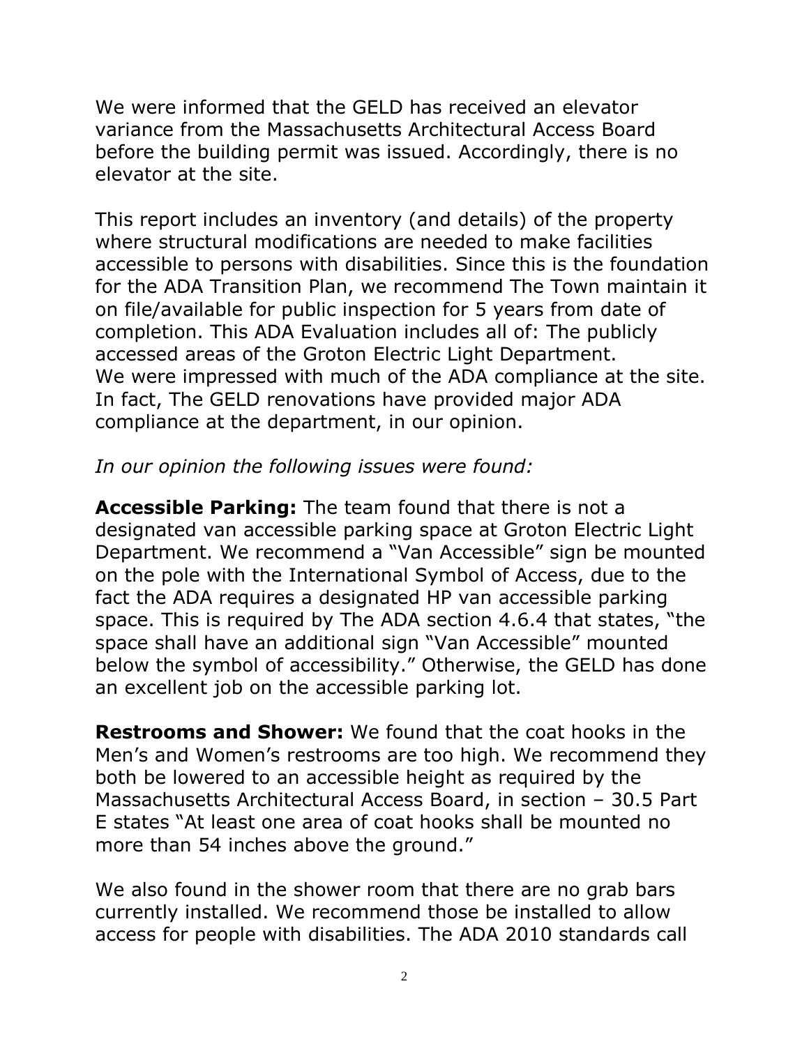We were informed that the GELD has received an elevator variance from the Massachusetts Architectural Access Board before the building permit was issued. Accordingly, there is no elevator at the site.

This report includes an inventory (and details) of the property where structural modifications are needed to make facilities accessible to persons with disabilities. Since this is the foundation for the ADA Transition Plan, we recommend The Town maintain it on file/available for public inspection for 5 years from date of completion. This ADA Evaluation includes all of: The publicly accessed areas of the Groton Electric Light Department. We were impressed with much of the ADA compliance at the site. In fact, The GELD renovations have provided major ADA compliance at the department, in our opinion.

*In our opinion the following issues were found:*

**Accessible Parking:** The team found that there is not a designated van accessible parking space at Groton Electric Light Department. We recommend a "Van Accessible" sign be mounted on the pole with the International Symbol of Access, due to the fact the ADA requires a designated HP van accessible parking space. This is required by The ADA section 4.6.4 that states, "the space shall have an additional sign "Van Accessible" mounted below the symbol of accessibility." Otherwise, the GELD has done an excellent job on the accessible parking lot.

**Restrooms and Shower:** We found that the coat hooks in the Men's and Women's restrooms are too high. We recommend they both be lowered to an accessible height as required by the Massachusetts Architectural Access Board, in section – 30.5 Part E states "At least one area of coat hooks shall be mounted no more than 54 inches above the ground."

We also found in the shower room that there are no grab bars currently installed. We recommend those be installed to allow access for people with disabilities. The ADA 2010 standards call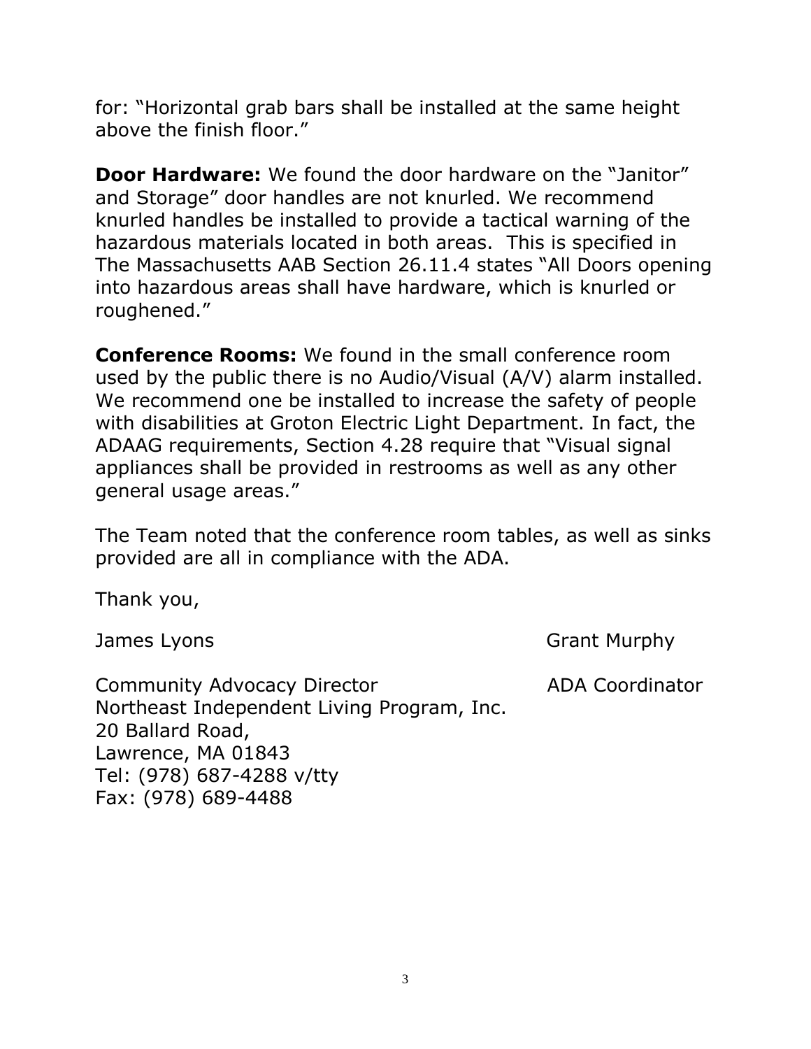for: "Horizontal grab bars shall be installed at the same height above the finish floor."

**Door Hardware:** We found the door hardware on the "Janitor" and Storage" door handles are not knurled. We recommend knurled handles be installed to provide a tactical warning of the hazardous materials located in both areas. This is specified in The Massachusetts AAB Section 26.11.4 states "All Doors opening into hazardous areas shall have hardware, which is knurled or roughened."

**Conference Rooms:** We found in the small conference room used by the public there is no Audio/Visual (A/V) alarm installed. We recommend one be installed to increase the safety of people with disabilities at Groton Electric Light Department. In fact, the ADAAG requirements, Section 4.28 require that "Visual signal appliances shall be provided in restrooms as well as any other general usage areas."

The Team noted that the conference room tables, as well as sinks provided are all in compliance with the ADA.

Thank you,

James Lyons

Community Advocacy Director
Northeast Independent Living Program, Inc.
20 Ballard Road,
Lawrence, MA 01843
Tel: (978) 687-4288 v/tty
Fax: (978) 689-4488

Grant Murphy

ADA Coordinator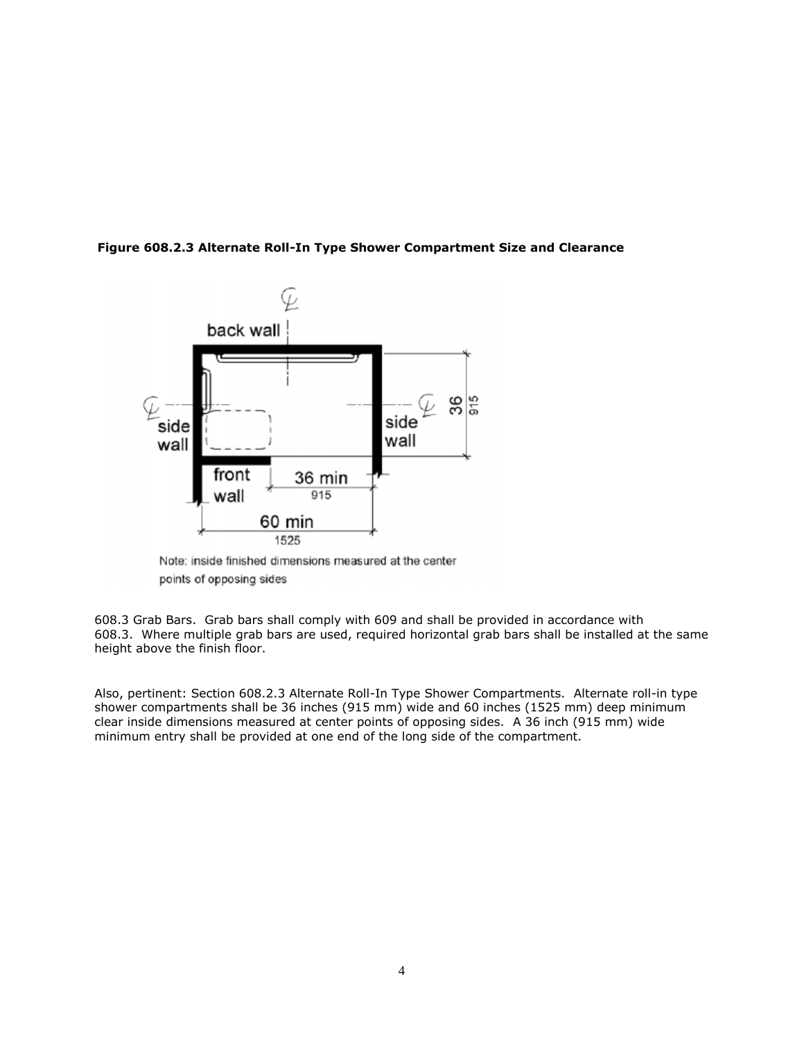**Figure 608.2.3 Alternate Roll-In Type Shower Compartment Size and Clearance**

608.3 Grab Bars. Grab bars shall comply with 609 and shall be provided in accordance with 608.3. Where multiple grab bars are used, required horizontal grab bars shall be installed at the same height above the finish floor.

Also, pertinent: Section 608.2.3 Alternate Roll-In Type Shower Compartments. Alternate roll-in type shower compartments shall be 36 inches (915 mm) wide and 60 inches (1525 mm) deep minimum clear inside dimensions measured at center points of opposing sides. A 36 inch (915 mm) wide minimum entry shall be provided at one end of the long side of the compartment.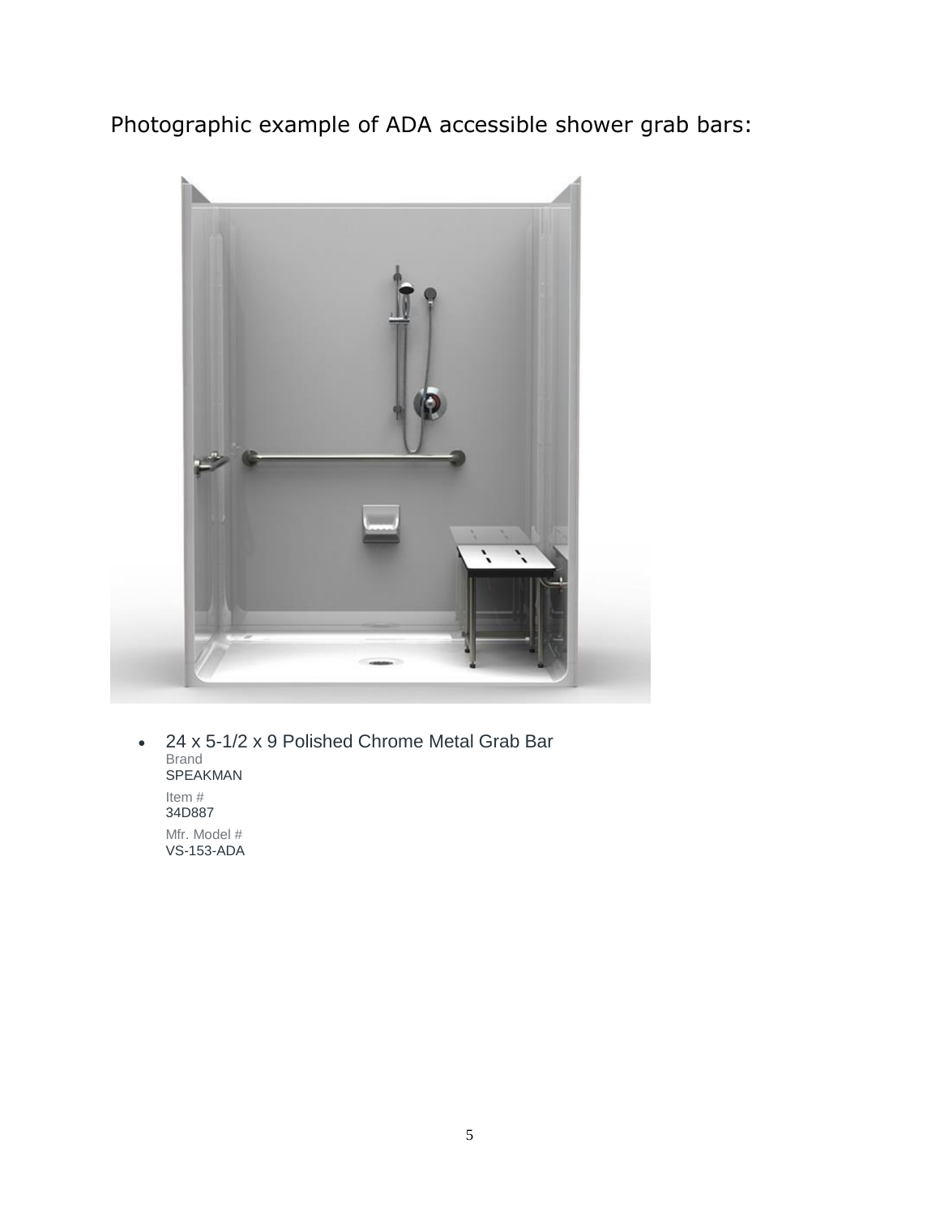Photographic example of ADA accessible shower grab bars:

- 24 x 5-1/2 x 9 Polished Chrome Metal Grab Bar
  Brand
  SPEAKMAN
  Item #
  34D887
  Mfr. Model #
  VS-153-ADA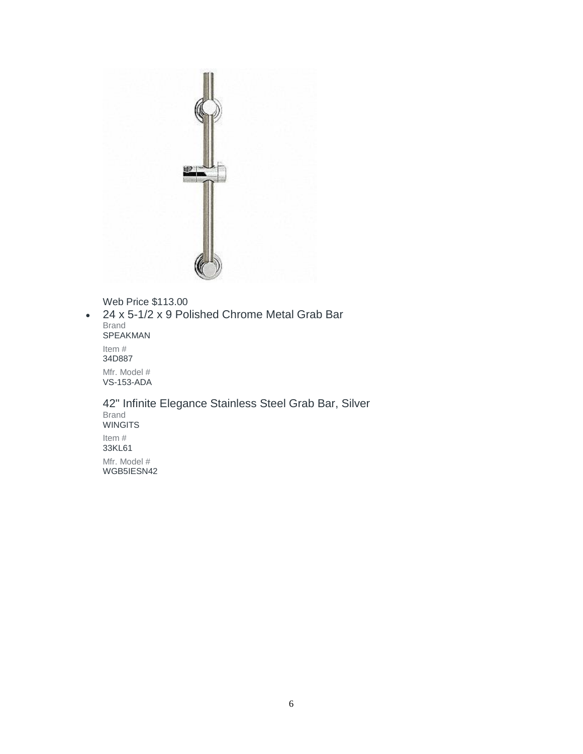Web Price $113.00

- 24 x 5-1/2 x 9 Polished Chrome Metal Grab Bar

  Brand
  SPEAKMAN

  Item #
  34D887

  Mfr. Model #
  VS-153-ADA

  42" Infinite Elegance Stainless Steel Grab Bar, Silver

  Brand
  WINGITS

  Item #
  33KL61

  Mfr. Model #
  WGB5IESN42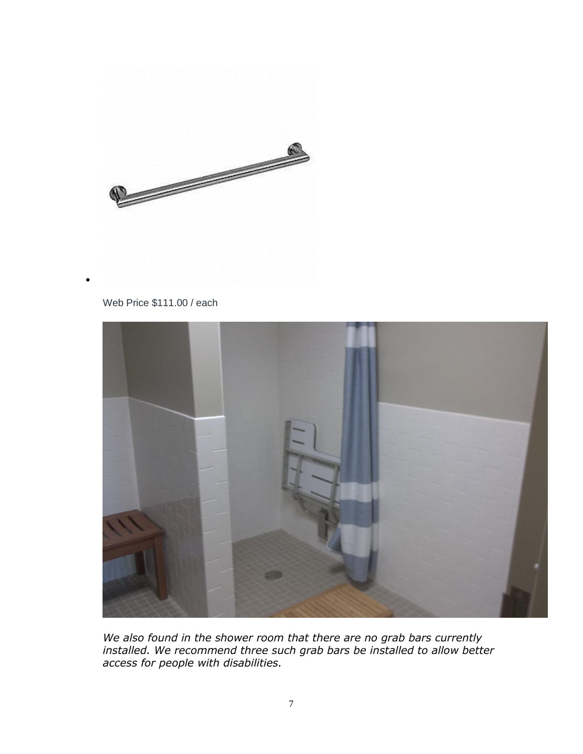- Web Price $111.00 / each

*We also found in the shower room that there are no grab bars currently installed. We recommend three such grab bars be installed to allow better access for people with disabilities.*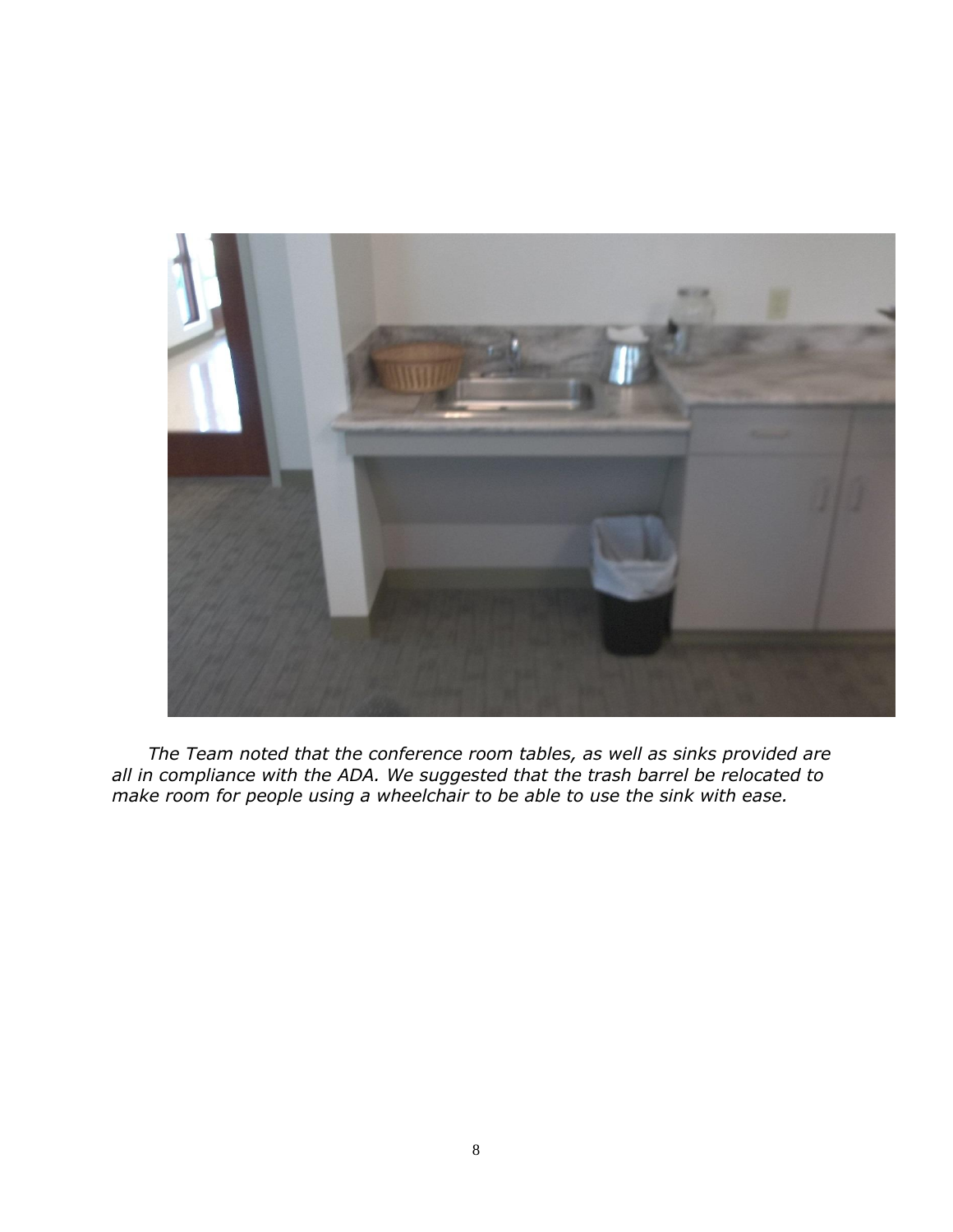*The Team noted that the conference room tables, as well as sinks provided are all in compliance with the ADA. We suggested that the trash barrel be relocated to make room for people using a wheelchair to be able to use the sink with ease.*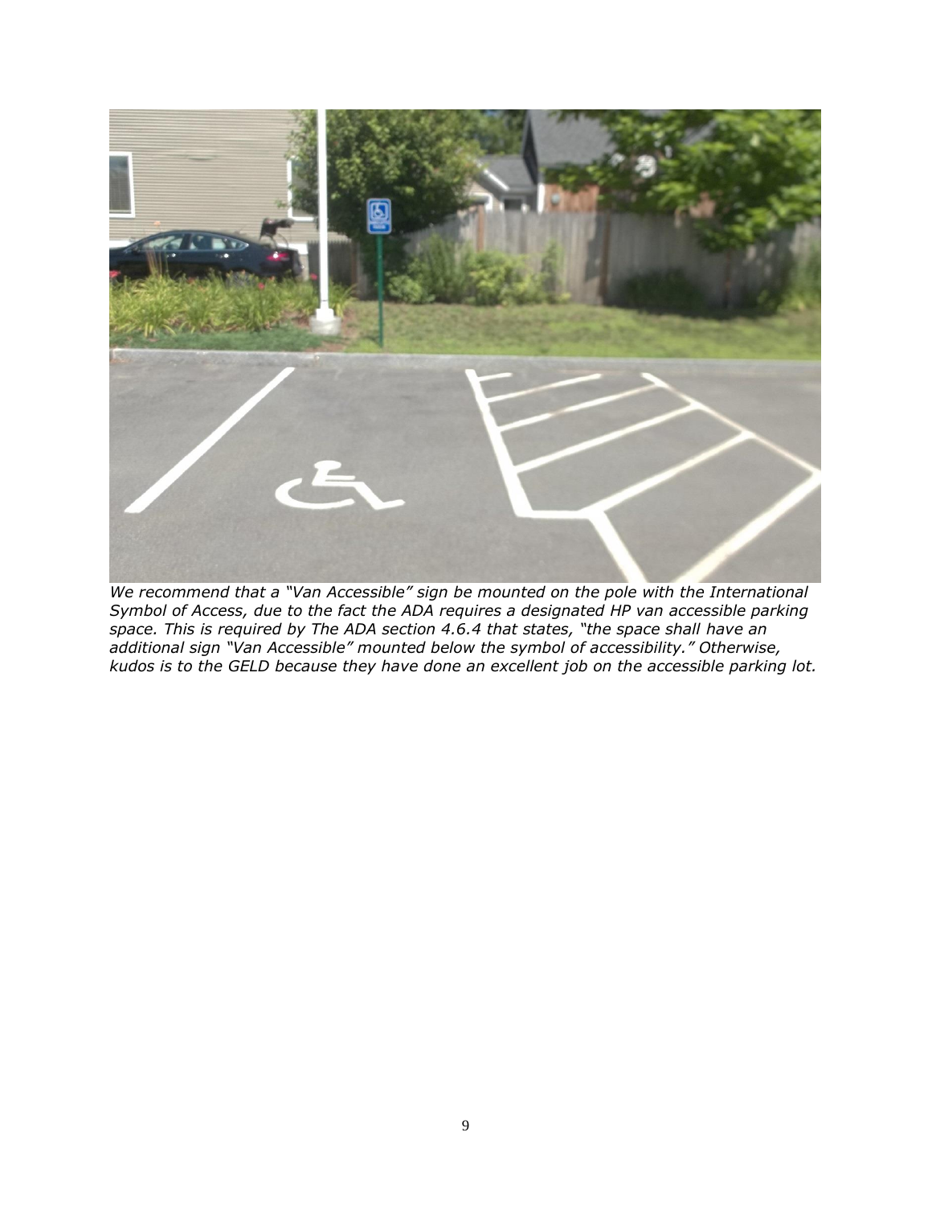*We recommend that a "Van Accessible" sign be mounted on the pole with the International Symbol of Access, due to the fact the ADA requires a designated HP van accessible parking space. This is required by The ADA section 4.6.4 that states, "the space shall have an additional sign "Van Accessible" mounted below the symbol of accessibility." Otherwise, kudos is to the GELD because they have done an excellent job on the accessible parking lot.*